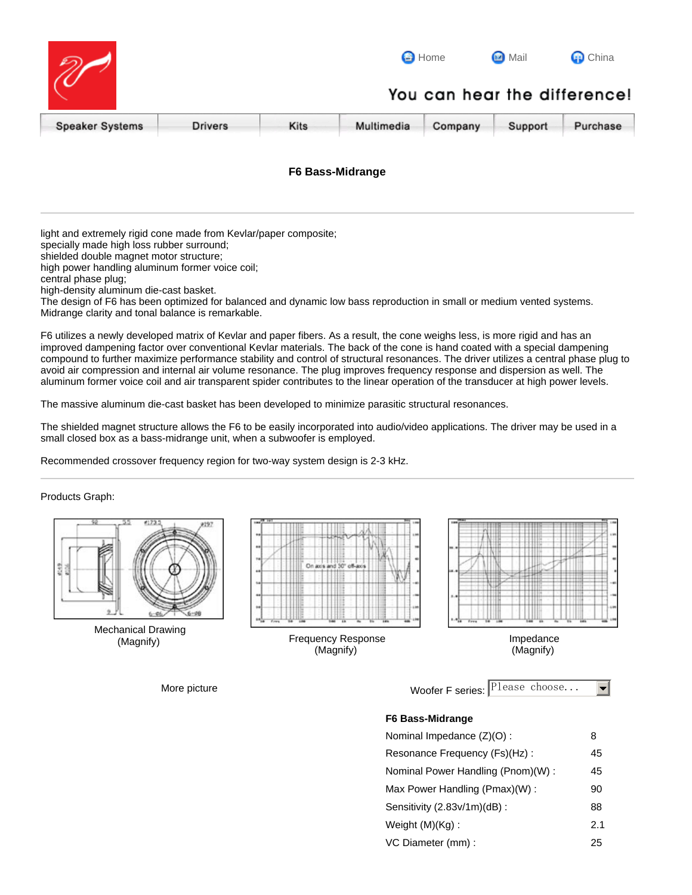Home Mail China

You can hear the difference!

Speaker Systems | Drivers | Kits | Multimedia | Company | Support | Purchase

# F6 Bass-Midrange

---

light and extremely rigid cone made from Kevlar/paper composite;
specially made high loss rubber surround;
shielded double magnet motor structure;
high power handling aluminum former voice coil;
central phase plug;
high-density aluminum die-cast basket.
The design of F6 has been optimized for balanced and dynamic low bass reproduction in small or medium vented systems. Midrange clarity and tonal balance is remarkable.

F6 utilizes a newly developed matrix of Kevlar and paper fibers. As a result, the cone weighs less, is more rigid and has an improved dampening factor over conventional Kevlar materials. The back of the cone is hand coated with a special dampening compound to further maximize performance stability and control of structural resonances. The driver utilizes a central phase plug to avoid air compression and internal air volume resonance. The plug improves frequency response and dispersion as well. The aluminum former voice coil and air transparent spider contributes to the linear operation of the transducer at high power levels.

The massive aluminum die-cast basket has been developed to minimize parasitic structural resonances.

The shielded magnet structure allows the F6 to be easily incorporated into audio/video applications. The driver may be used in a small closed box as a bass-midrange unit, when a subwoofer is employed.

Recommended crossover frequency region for two-way system design is 2-3 kHz.

---

Products Graph:

Mechanical Drawing
(Magnify)

Frequency Response
(Magnify)

Impedance
(Magnify)

More picture

Woofer F series: Please choose...

**F6 Bass-Midrange**

| | |
|---|---|
| Nominal Impedance (Z)(O) : | 8 |
| Resonance Frequency (Fs)(Hz) : | 45 |
| Nominal Power Handling (Pnom)(W) : | 45 |
| Max Power Handling (Pmax)(W) : | 90 |
| Sensitivity (2.83v/1m)(dB) : | 88 |
| Weight (M)(Kg) : | 2.1 |
| VC Diameter (mm) : | 25 |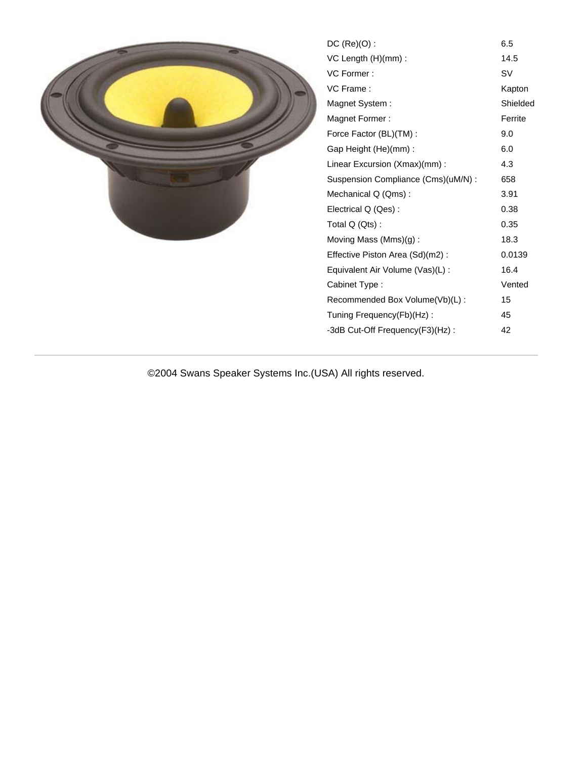| | |
|---|---|
| DC (Re)(O) : | 6.5 |
| VC Length (H)(mm) : | 14.5 |
| VC Former : | SV |
| VC Frame : | Kapton |
| Magnet System : | Shielded |
| Magnet Former : | Ferrite |
| Force Factor (BL)(TM) : | 9.0 |
| Gap Height (He)(mm) : | 6.0 |
| Linear Excursion (Xmax)(mm) : | 4.3 |
| Suspension Compliance (Cms)(uM/N) : | 658 |
| Mechanical Q (Qms) : | 3.91 |
| Electrical Q (Qes) : | 0.38 |
| Total Q (Qts) : | 0.35 |
| Moving Mass (Mms)(g) : | 18.3 |
| Effective Piston Area (Sd)(m2) : | 0.0139 |
| Equivalent Air Volume (Vas)(L) : | 16.4 |
| Cabinet Type : | Vented |
| Recommended Box Volume(Vb)(L) : | 15 |
| Tuning Frequency(Fb)(Hz) : | 45 |
| -3dB Cut-Off Frequency(F3)(Hz) : | 42 |

©2004 Swans Speaker Systems Inc.(USA) All rights reserved.